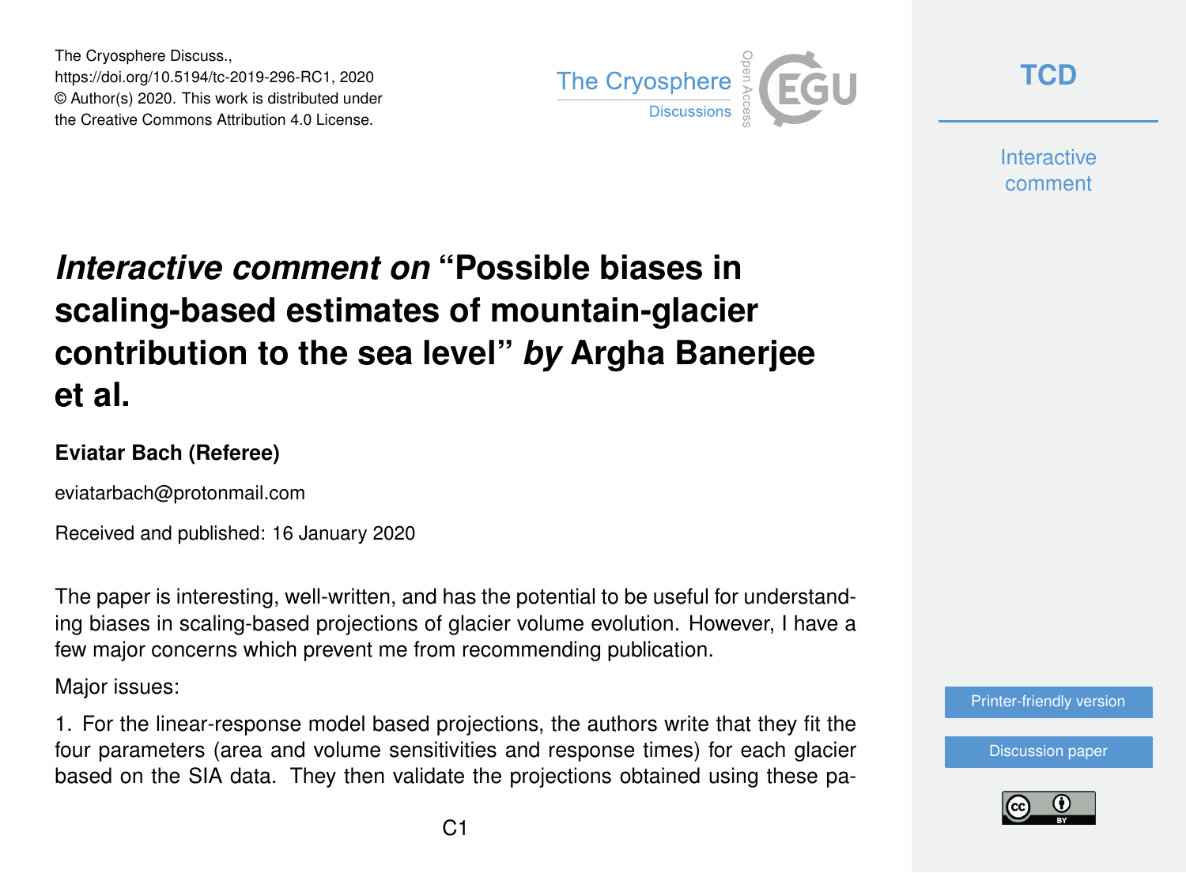# *Interactive comment on* "Possible biases in scaling-based estimates of mountain-glacier contribution to the sea level" *by* Argha Banerjee et al.

**Eviatar Bach (Referee)**

eviatarbach@protonmail.com

Received and published: 16 January 2020

The paper is interesting, well-written, and has the potential to be useful for understanding biases in scaling-based projections of glacier volume evolution. However, I have a few major concerns which prevent me from recommending publication.

Major issues:

1. For the linear-response model based projections, the authors write that they fit the four parameters (area and volume sensitivities and response times) for each glacier based on the SIA data. They then validate the projections obtained using these pa-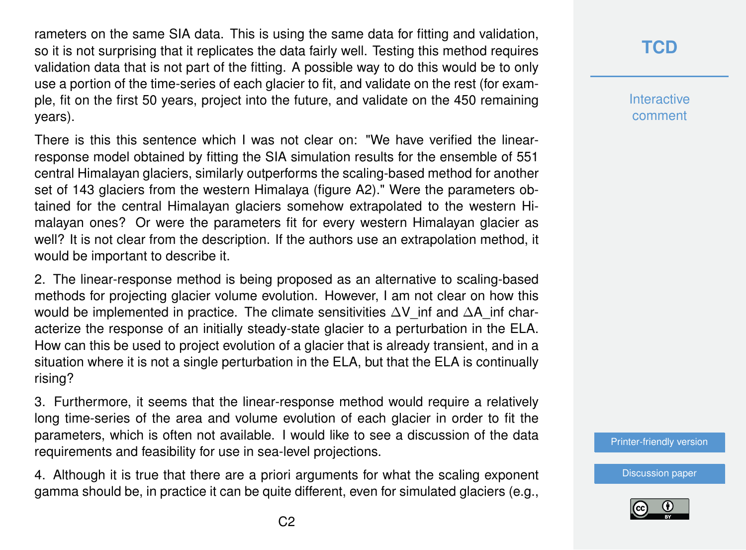rameters on the same SIA data. This is using the same data for fitting and validation, so it is not surprising that it replicates the data fairly well. Testing this method requires validation data that is not part of the fitting. A possible way to do this would be to only use a portion of the time-series of each glacier to fit, and validate on the rest (for example, fit on the first 50 years, project into the future, and validate on the 450 remaining years).

There is this this sentence which I was not clear on: "We have verified the linear-response model obtained by fitting the SIA simulation results for the ensemble of 551 central Himalayan glaciers, similarly outperforms the scaling-based method for another set of 143 glaciers from the western Himalaya (figure A2)." Were the parameters obtained for the central Himalayan glaciers somehow extrapolated to the western Himalayan ones? Or were the parameters fit for every western Himalayan glacier as well? It is not clear from the description. If the authors use an extrapolation method, it would be important to describe it.

2. The linear-response method is being proposed as an alternative to scaling-based methods for projecting glacier volume evolution. However, I am not clear on how this would be implemented in practice. The climate sensitivities $\Delta V\_inf$ and $\Delta A\_inf$ characterize the response of an initially steady-state glacier to a perturbation in the ELA. How can this be used to project evolution of a glacier that is already transient, and in a situation where it is not a single perturbation in the ELA, but that the ELA is continually rising?

3. Furthermore, it seems that the linear-response method would require a relatively long time-series of the area and volume evolution of each glacier in order to fit the parameters, which is often not available. I would like to see a discussion of the data requirements and feasibility for use in sea-level projections.

4. Although it is true that there are a priori arguments for what the scaling exponent gamma should be, in practice it can be quite different, even for simulated glaciers (e.g.,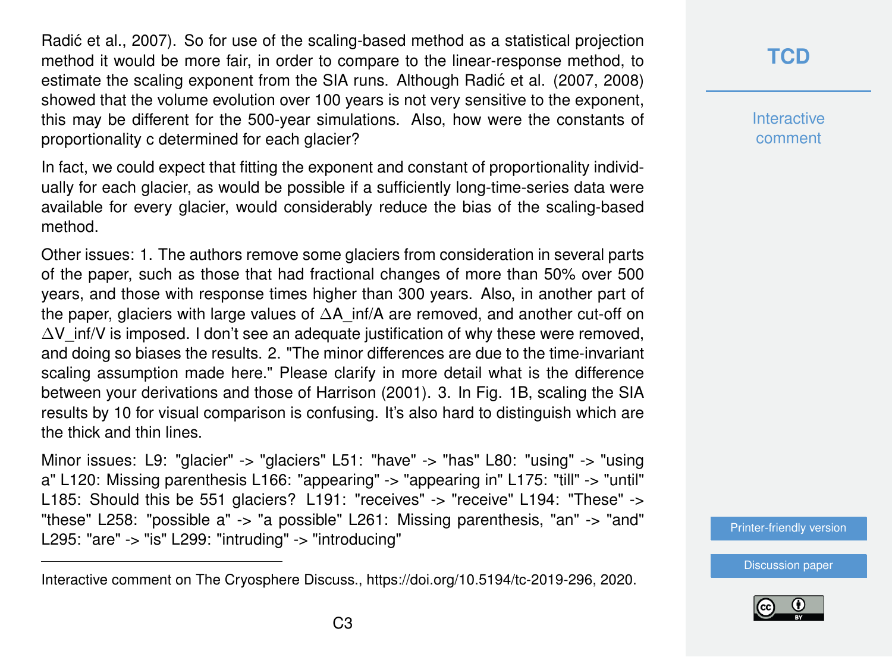Radić et al., 2007). So for use of the scaling-based method as a statistical projection method it would be more fair, in order to compare to the linear-response method, to estimate the scaling exponent from the SIA runs. Although Radić et al. (2007, 2008) showed that the volume evolution over 100 years is not very sensitive to the exponent, this may be different for the 500-year simulations. Also, how were the constants of proportionality c determined for each glacier?

In fact, we could expect that fitting the exponent and constant of proportionality individually for each glacier, as would be possible if a sufficiently long-time-series data were available for every glacier, would considerably reduce the bias of the scaling-based method.

Other issues: 1. The authors remove some glaciers from consideration in several parts of the paper, such as those that had fractional changes of more than 50% over 500 years, and those with response times higher than 300 years. Also, in another part of the paper, glaciers with large values of $\Delta A\_inf/A$ are removed, and another cut-off on $\Delta V\_inf/V$ is imposed. I don't see an adequate justification of why these were removed, and doing so biases the results. 2. "The minor differences are due to the time-invariant scaling assumption made here." Please clarify in more detail what is the difference between your derivations and those of Harrison (2001). 3. In Fig. 1B, scaling the SIA results by 10 for visual comparison is confusing. It's also hard to distinguish which are the thick and thin lines.

Minor issues: L9: "glacier" -> "glaciers" L51: "have" -> "has" L80: "using" -> "using a" L120: Missing parenthesis L166: "appearing" -> "appearing in" L175: "till" -> "until" L185: Should this be 551 glaciers? L191: "receives" -> "receive" L194: "These" -> "these" L258: "possible a" -> "a possible" L261: Missing parenthesis, "an" -> "and" L295: "are" -> "is" L299: "intruding" -> "introducing"

Interactive comment on The Cryosphere Discuss., https://doi.org/10.5194/tc-2019-296, 2020.